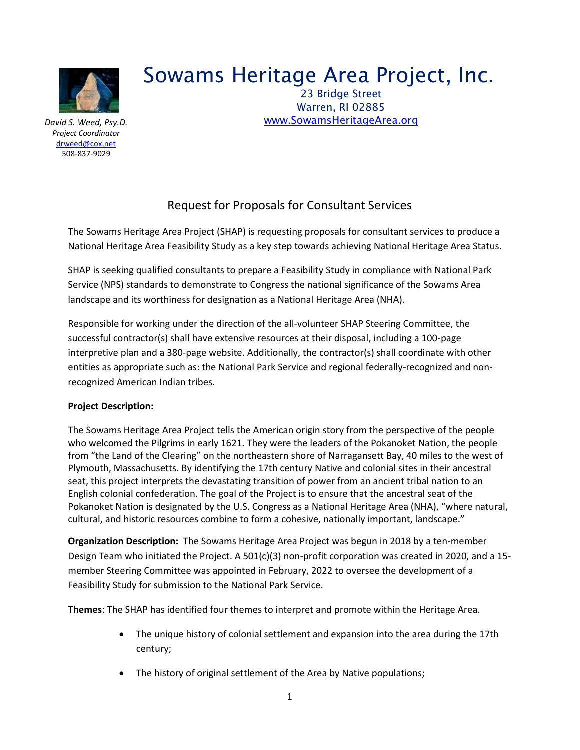# Sowams Heritage Area Project, Inc.

23 Bridge Street
Warren, RI 02885
www.SowamsHeritageArea.org

*David S. Weed, Psy.D.*
*Project Coordinator*
drweed@cox.net
508-837-9029

## Request for Proposals for Consultant Services

The Sowams Heritage Area Project (SHAP) is requesting proposals for consultant services to produce a National Heritage Area Feasibility Study as a key step towards achieving National Heritage Area Status.

SHAP is seeking qualified consultants to prepare a Feasibility Study in compliance with National Park Service (NPS) standards to demonstrate to Congress the national significance of the Sowams Area landscape and its worthiness for designation as a National Heritage Area (NHA).

Responsible for working under the direction of the all-volunteer SHAP Steering Committee, the successful contractor(s) shall have extensive resources at their disposal, including a 100-page interpretive plan and a 380-page website. Additionally, the contractor(s) shall coordinate with other entities as appropriate such as: the National Park Service and regional federally-recognized and non-recognized American Indian tribes.

**Project Description:**

The Sowams Heritage Area Project tells the American origin story from the perspective of the people who welcomed the Pilgrims in early 1621. They were the leaders of the Pokanoket Nation, the people from "the Land of the Clearing" on the northeastern shore of Narragansett Bay, 40 miles to the west of Plymouth, Massachusetts. By identifying the 17th century Native and colonial sites in their ancestral seat, this project interprets the devastating transition of power from an ancient tribal nation to an English colonial confederation. The goal of the Project is to ensure that the ancestral seat of the Pokanoket Nation is designated by the U.S. Congress as a National Heritage Area (NHA), "where natural, cultural, and historic resources combine to form a cohesive, nationally important, landscape."

**Organization Description:** The Sowams Heritage Area Project was begun in 2018 by a ten-member Design Team who initiated the Project. A 501(c)(3) non-profit corporation was created in 2020, and a 15-member Steering Committee was appointed in February, 2022 to oversee the development of a Feasibility Study for submission to the National Park Service.

**Themes**: The SHAP has identified four themes to interpret and promote within the Heritage Area.

- The unique history of colonial settlement and expansion into the area during the 17th century;
- The history of original settlement of the Area by Native populations;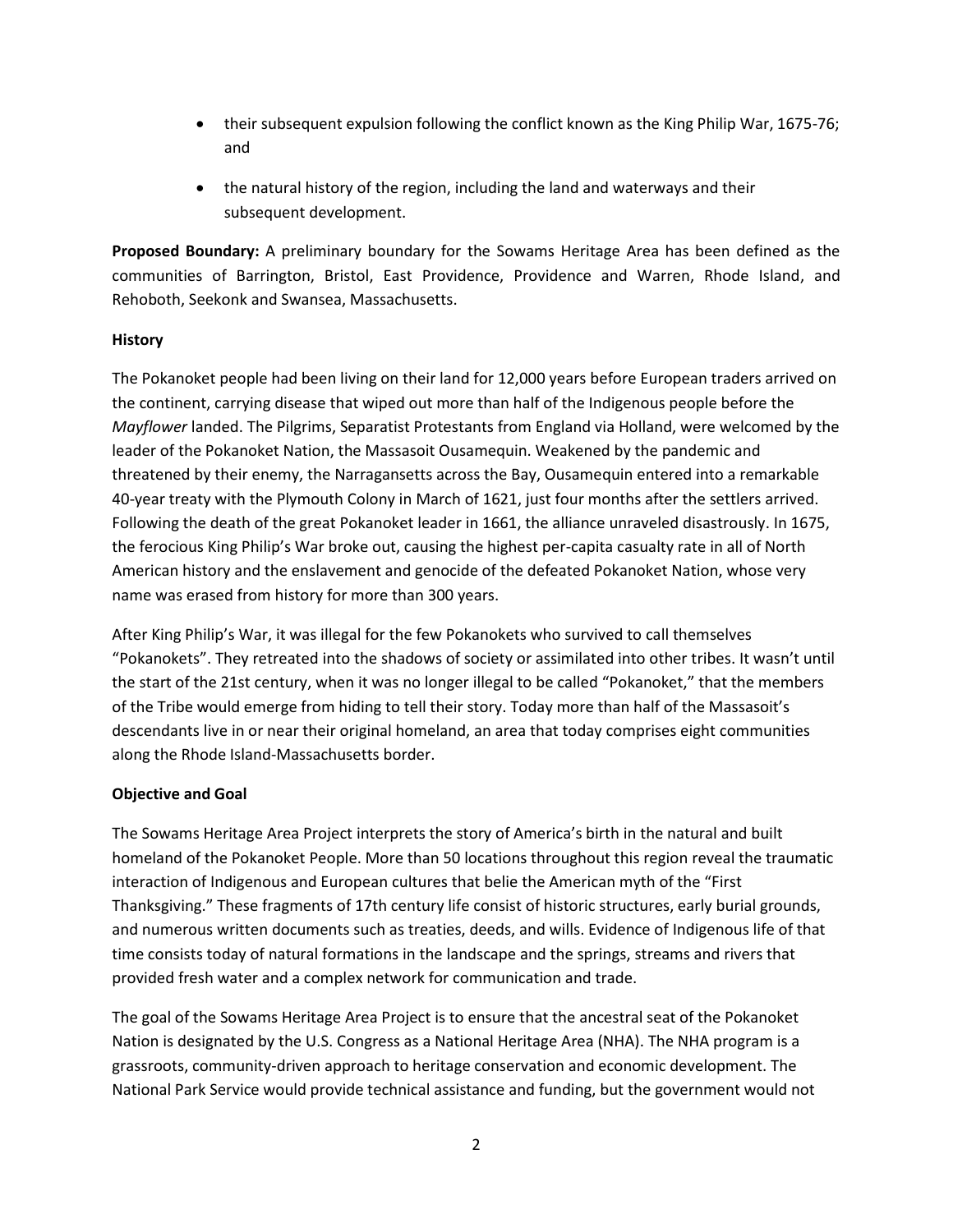- their subsequent expulsion following the conflict known as the King Philip War, 1675-76; and
- the natural history of the region, including the land and waterways and their subsequent development.

**Proposed Boundary:** A preliminary boundary for the Sowams Heritage Area has been defined as the communities of Barrington, Bristol, East Providence, Providence and Warren, Rhode Island, and Rehoboth, Seekonk and Swansea, Massachusetts.

**History**

The Pokanoket people had been living on their land for 12,000 years before European traders arrived on the continent, carrying disease that wiped out more than half of the Indigenous people before the *Mayflower* landed. The Pilgrims, Separatist Protestants from England via Holland, were welcomed by the leader of the Pokanoket Nation, the Massasoit Ousamequin. Weakened by the pandemic and threatened by their enemy, the Narragansetts across the Bay, Ousamequin entered into a remarkable 40-year treaty with the Plymouth Colony in March of 1621, just four months after the settlers arrived. Following the death of the great Pokanoket leader in 1661, the alliance unraveled disastrously. In 1675, the ferocious King Philip's War broke out, causing the highest per-capita casualty rate in all of North American history and the enslavement and genocide of the defeated Pokanoket Nation, whose very name was erased from history for more than 300 years.

After King Philip's War, it was illegal for the few Pokanokets who survived to call themselves "Pokanokets". They retreated into the shadows of society or assimilated into other tribes. It wasn't until the start of the 21st century, when it was no longer illegal to be called "Pokanoket," that the members of the Tribe would emerge from hiding to tell their story. Today more than half of the Massasoit's descendants live in or near their original homeland, an area that today comprises eight communities along the Rhode Island-Massachusetts border.

**Objective and Goal**

The Sowams Heritage Area Project interprets the story of America's birth in the natural and built homeland of the Pokanoket People. More than 50 locations throughout this region reveal the traumatic interaction of Indigenous and European cultures that belie the American myth of the "First Thanksgiving." These fragments of 17th century life consist of historic structures, early burial grounds, and numerous written documents such as treaties, deeds, and wills. Evidence of Indigenous life of that time consists today of natural formations in the landscape and the springs, streams and rivers that provided fresh water and a complex network for communication and trade.

The goal of the Sowams Heritage Area Project is to ensure that the ancestral seat of the Pokanoket Nation is designated by the U.S. Congress as a National Heritage Area (NHA). The NHA program is a grassroots, community-driven approach to heritage conservation and economic development. The National Park Service would provide technical assistance and funding, but the government would not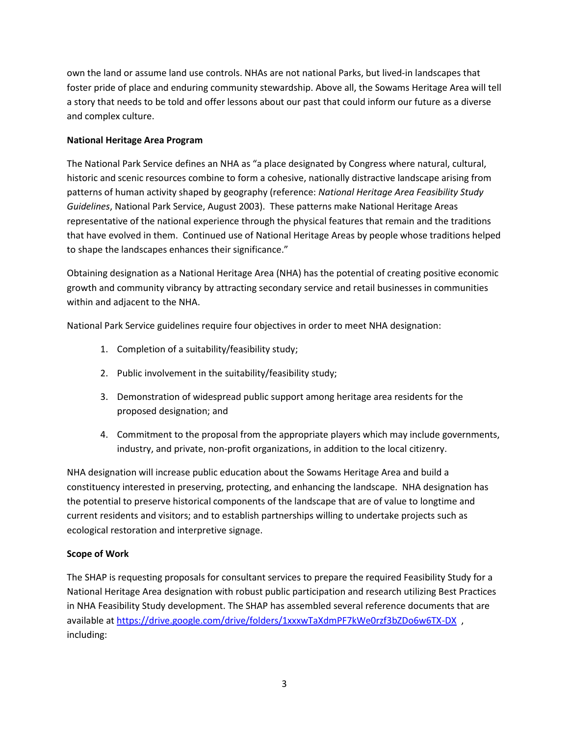own the land or assume land use controls. NHAs are not national Parks, but lived-in landscapes that foster pride of place and enduring community stewardship. Above all, the Sowams Heritage Area will tell a story that needs to be told and offer lessons about our past that could inform our future as a diverse and complex culture.

**National Heritage Area Program**

The National Park Service defines an NHA as "a place designated by Congress where natural, cultural, historic and scenic resources combine to form a cohesive, nationally distractive landscape arising from patterns of human activity shaped by geography (reference: *National Heritage Area Feasibility Study Guidelines*, National Park Service, August 2003). These patterns make National Heritage Areas representative of the national experience through the physical features that remain and the traditions that have evolved in them. Continued use of National Heritage Areas by people whose traditions helped to shape the landscapes enhances their significance."

Obtaining designation as a National Heritage Area (NHA) has the potential of creating positive economic growth and community vibrancy by attracting secondary service and retail businesses in communities within and adjacent to the NHA.

National Park Service guidelines require four objectives in order to meet NHA designation:

1. Completion of a suitability/feasibility study;
2. Public involvement in the suitability/feasibility study;
3. Demonstration of widespread public support among heritage area residents for the proposed designation; and
4. Commitment to the proposal from the appropriate players which may include governments, industry, and private, non-profit organizations, in addition to the local citizenry.

NHA designation will increase public education about the Sowams Heritage Area and build a constituency interested in preserving, protecting, and enhancing the landscape. NHA designation has the potential to preserve historical components of the landscape that are of value to longtime and current residents and visitors; and to establish partnerships willing to undertake projects such as ecological restoration and interpretive signage.

**Scope of Work**

The SHAP is requesting proposals for consultant services to prepare the required Feasibility Study for a National Heritage Area designation with robust public participation and research utilizing Best Practices in NHA Feasibility Study development. The SHAP has assembled several reference documents that are available at https://drive.google.com/drive/folders/1xxxwTaXdmPF7kWe0rzf3bZDo6w6TX-DX , including: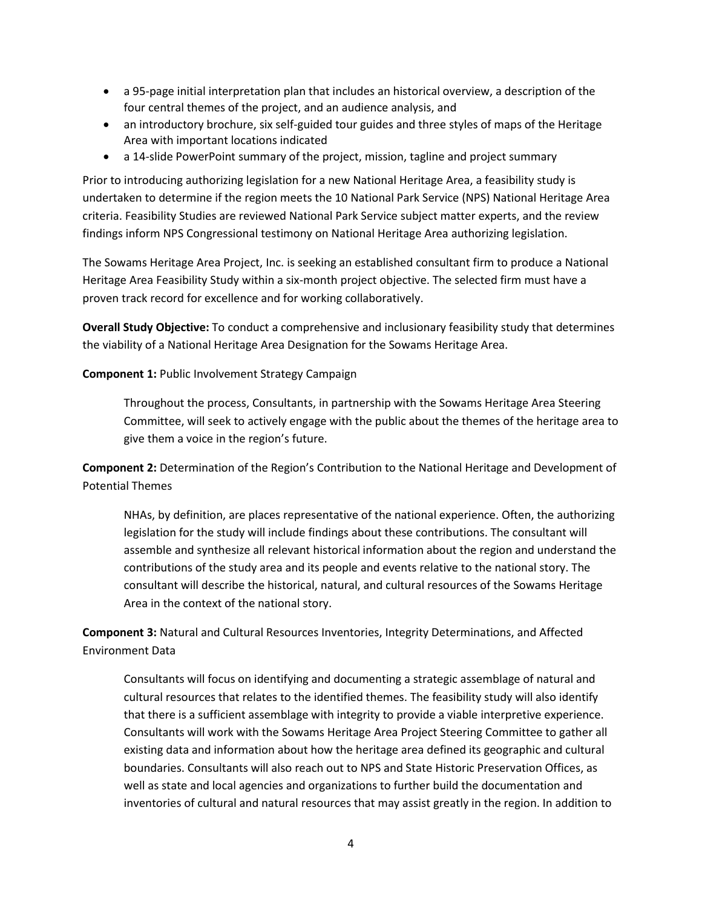- a 95-page initial interpretation plan that includes an historical overview, a description of the four central themes of the project, and an audience analysis, and
- an introductory brochure, six self-guided tour guides and three styles of maps of the Heritage Area with important locations indicated
- a 14-slide PowerPoint summary of the project, mission, tagline and project summary

Prior to introducing authorizing legislation for a new National Heritage Area, a feasibility study is undertaken to determine if the region meets the 10 National Park Service (NPS) National Heritage Area criteria. Feasibility Studies are reviewed National Park Service subject matter experts, and the review findings inform NPS Congressional testimony on National Heritage Area authorizing legislation.

The Sowams Heritage Area Project, Inc. is seeking an established consultant firm to produce a National Heritage Area Feasibility Study within a six-month project objective. The selected firm must have a proven track record for excellence and for working collaboratively.

**Overall Study Objective:** To conduct a comprehensive and inclusionary feasibility study that determines the viability of a National Heritage Area Designation for the Sowams Heritage Area.

**Component 1:** Public Involvement Strategy Campaign

> Throughout the process, Consultants, in partnership with the Sowams Heritage Area Steering Committee, will seek to actively engage with the public about the themes of the heritage area to give them a voice in the region's future.

**Component 2:** Determination of the Region's Contribution to the National Heritage and Development of Potential Themes

> NHAs, by definition, are places representative of the national experience. Often, the authorizing legislation for the study will include findings about these contributions. The consultant will assemble and synthesize all relevant historical information about the region and understand the contributions of the study area and its people and events relative to the national story. The consultant will describe the historical, natural, and cultural resources of the Sowams Heritage Area in the context of the national story.

**Component 3:** Natural and Cultural Resources Inventories, Integrity Determinations, and Affected Environment Data

> Consultants will focus on identifying and documenting a strategic assemblage of natural and cultural resources that relates to the identified themes. The feasibility study will also identify that there is a sufficient assemblage with integrity to provide a viable interpretive experience. Consultants will work with the Sowams Heritage Area Project Steering Committee to gather all existing data and information about how the heritage area defined its geographic and cultural boundaries. Consultants will also reach out to NPS and State Historic Preservation Offices, as well as state and local agencies and organizations to further build the documentation and inventories of cultural and natural resources that may assist greatly in the region. In addition to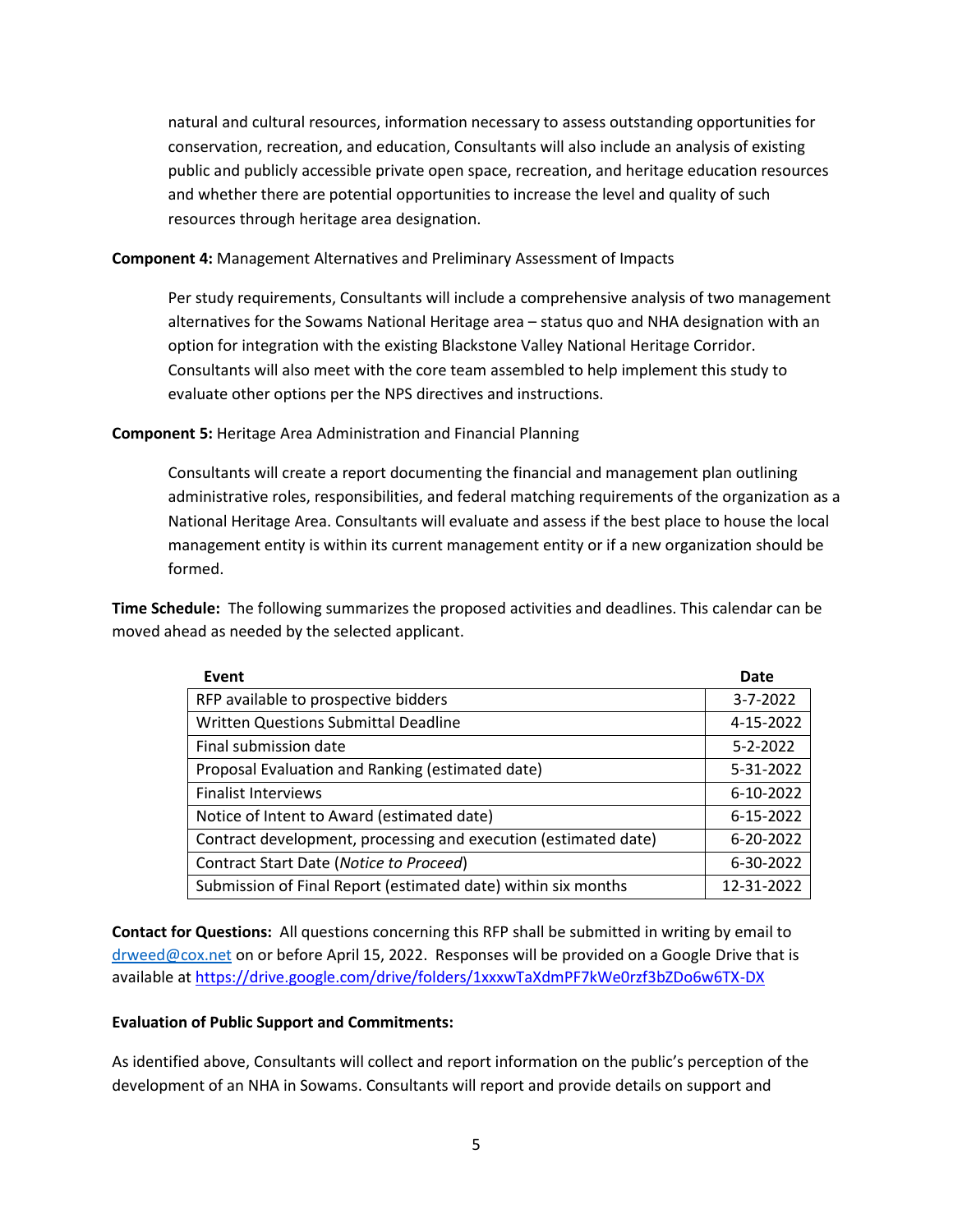natural and cultural resources, information necessary to assess outstanding opportunities for conservation, recreation, and education, Consultants will also include an analysis of existing public and publicly accessible private open space, recreation, and heritage education resources and whether there are potential opportunities to increase the level and quality of such resources through heritage area designation.

**Component 4:** Management Alternatives and Preliminary Assessment of Impacts

Per study requirements, Consultants will include a comprehensive analysis of two management alternatives for the Sowams National Heritage area – status quo and NHA designation with an option for integration with the existing Blackstone Valley National Heritage Corridor. Consultants will also meet with the core team assembled to help implement this study to evaluate other options per the NPS directives and instructions.

**Component 5:** Heritage Area Administration and Financial Planning

Consultants will create a report documenting the financial and management plan outlining administrative roles, responsibilities, and federal matching requirements of the organization as a National Heritage Area. Consultants will evaluate and assess if the best place to house the local management entity is within its current management entity or if a new organization should be formed.

**Time Schedule:** The following summarizes the proposed activities and deadlines. This calendar can be moved ahead as needed by the selected applicant.

| Event | Date |
|---|---|
| RFP available to prospective bidders | 3-7-2022 |
| Written Questions Submittal Deadline | 4-15-2022 |
| Final submission date | 5-2-2022 |
| Proposal Evaluation and Ranking (estimated date) | 5-31-2022 |
| Finalist Interviews | 6-10-2022 |
| Notice of Intent to Award (estimated date) | 6-15-2022 |
| Contract development, processing and execution (estimated date) | 6-20-2022 |
| Contract Start Date (*Notice to Proceed*) | 6-30-2022 |
| Submission of Final Report (estimated date) within six months | 12-31-2022 |

**Contact for Questions:** All questions concerning this RFP shall be submitted in writing by email to drweed@cox.net on or before April 15, 2022. Responses will be provided on a Google Drive that is available at https://drive.google.com/drive/folders/1xxxwTaXdmPF7kWe0rzf3bZDo6w6TX-DX

**Evaluation of Public Support and Commitments:**

As identified above, Consultants will collect and report information on the public's perception of the development of an NHA in Sowams. Consultants will report and provide details on support and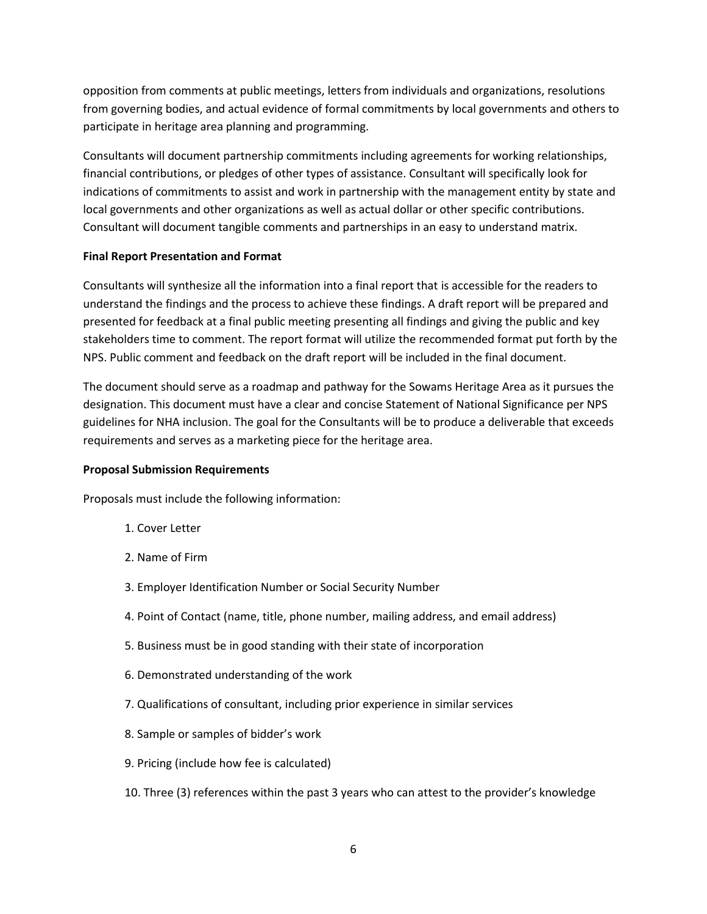opposition from comments at public meetings, letters from individuals and organizations, resolutions from governing bodies, and actual evidence of formal commitments by local governments and others to participate in heritage area planning and programming.

Consultants will document partnership commitments including agreements for working relationships, financial contributions, or pledges of other types of assistance. Consultant will specifically look for indications of commitments to assist and work in partnership with the management entity by state and local governments and other organizations as well as actual dollar or other specific contributions. Consultant will document tangible comments and partnerships in an easy to understand matrix.

**Final Report Presentation and Format**

Consultants will synthesize all the information into a final report that is accessible for the readers to understand the findings and the process to achieve these findings. A draft report will be prepared and presented for feedback at a final public meeting presenting all findings and giving the public and key stakeholders time to comment. The report format will utilize the recommended format put forth by the NPS. Public comment and feedback on the draft report will be included in the final document.

The document should serve as a roadmap and pathway for the Sowams Heritage Area as it pursues the designation. This document must have a clear and concise Statement of National Significance per NPS guidelines for NHA inclusion. The goal for the Consultants will be to produce a deliverable that exceeds requirements and serves as a marketing piece for the heritage area.

**Proposal Submission Requirements**

Proposals must include the following information:

1. Cover Letter
2. Name of Firm
3. Employer Identification Number or Social Security Number
4. Point of Contact (name, title, phone number, mailing address, and email address)
5. Business must be in good standing with their state of incorporation
6. Demonstrated understanding of the work
7. Qualifications of consultant, including prior experience in similar services
8. Sample or samples of bidder's work
9. Pricing (include how fee is calculated)
10. Three (3) references within the past 3 years who can attest to the provider's knowledge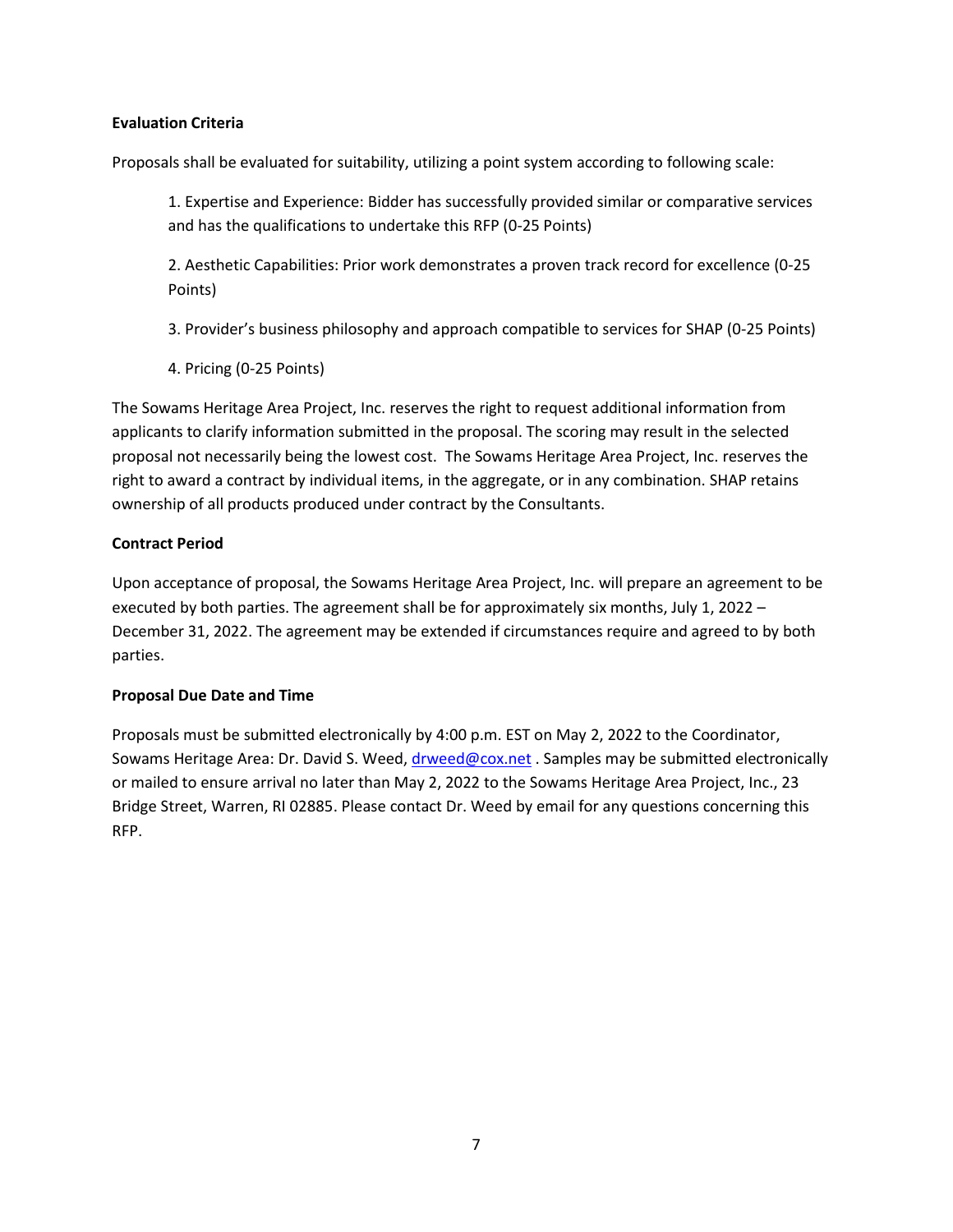**Evaluation Criteria**

Proposals shall be evaluated for suitability, utilizing a point system according to following scale:

1. Expertise and Experience: Bidder has successfully provided similar or comparative services and has the qualifications to undertake this RFP (0-25 Points)

2. Aesthetic Capabilities: Prior work demonstrates a proven track record for excellence (0-25 Points)

3. Provider's business philosophy and approach compatible to services for SHAP (0-25 Points)

4. Pricing (0-25 Points)

The Sowams Heritage Area Project, Inc. reserves the right to request additional information from applicants to clarify information submitted in the proposal. The scoring may result in the selected proposal not necessarily being the lowest cost. The Sowams Heritage Area Project, Inc. reserves the right to award a contract by individual items, in the aggregate, or in any combination. SHAP retains ownership of all products produced under contract by the Consultants.

**Contract Period**

Upon acceptance of proposal, the Sowams Heritage Area Project, Inc. will prepare an agreement to be executed by both parties. The agreement shall be for approximately six months, July 1, 2022 – December 31, 2022. The agreement may be extended if circumstances require and agreed to by both parties.

**Proposal Due Date and Time**

Proposals must be submitted electronically by 4:00 p.m. EST on May 2, 2022 to the Coordinator, Sowams Heritage Area: Dr. David S. Weed, drweed@cox.net . Samples may be submitted electronically or mailed to ensure arrival no later than May 2, 2022 to the Sowams Heritage Area Project, Inc., 23 Bridge Street, Warren, RI 02885. Please contact Dr. Weed by email for any questions concerning this RFP.